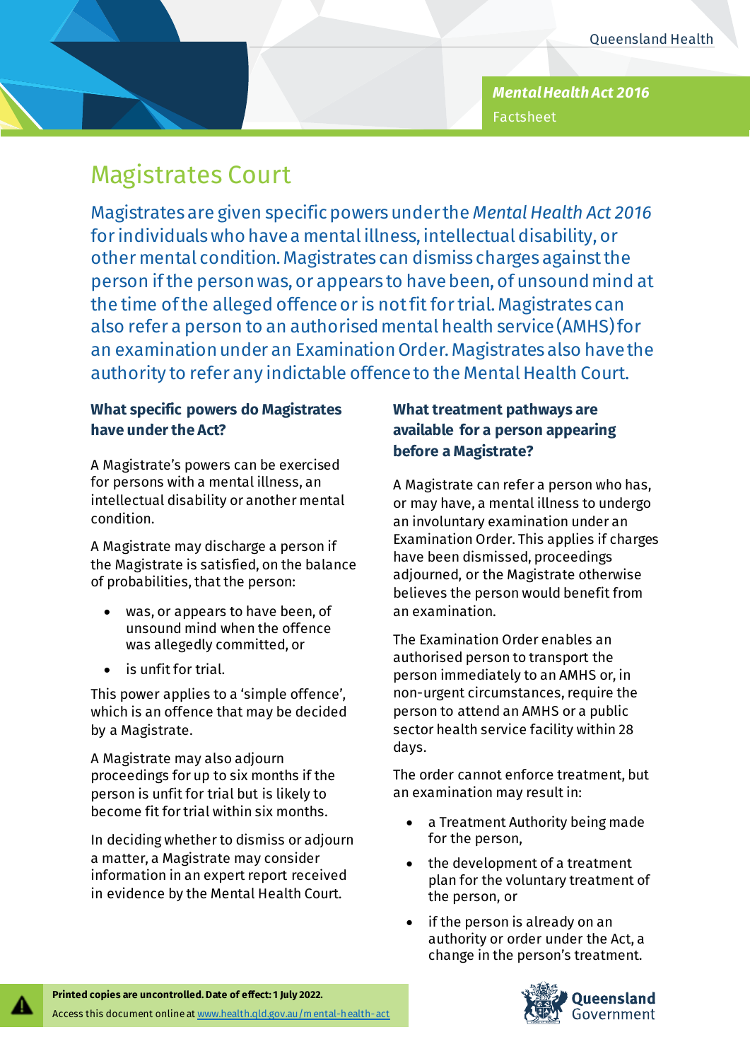*Mental Health Act 2016*
Factsheet

# Magistrates Court

Magistrates are given specific powers under the *Mental Health Act 2016* for individuals who have a mental illness, intellectual disability, or other mental condition. Magistrates can dismiss charges against the person if the person was, or appears to have been, of unsound mind at the time of the alleged offence or is not fit for trial. Magistrates can also refer a person to an authorised mental health service (AMHS) for an examination under an Examination Order. Magistrates also have the authority to refer any indictable offence to the Mental Health Court.

### What specific powers do Magistrates have under the Act?

A Magistrate's powers can be exercised for persons with a mental illness, an intellectual disability or another mental condition.

A Magistrate may discharge a person if the Magistrate is satisfied, on the balance of probabilities, that the person:

- was, or appears to have been, of unsound mind when the offence was allegedly committed, or
- is unfit for trial.

This power applies to a 'simple offence', which is an offence that may be decided by a Magistrate.

A Magistrate may also adjourn proceedings for up to six months if the person is unfit for trial but is likely to become fit for trial within six months.

In deciding whether to dismiss or adjourn a matter, a Magistrate may consider information in an expert report received in evidence by the Mental Health Court.

### What treatment pathways are available for a person appearing before a Magistrate?

A Magistrate can refer a person who has, or may have, a mental illness to undergo an involuntary examination under an Examination Order. This applies if charges have been dismissed, proceedings adjourned, or the Magistrate otherwise believes the person would benefit from an examination.

The Examination Order enables an authorised person to transport the person immediately to an AMHS or, in non-urgent circumstances, require the person to attend an AMHS or a public sector health service facility within 28 days.

The order cannot enforce treatment, but an examination may result in:

- a Treatment Authority being made for the person,
- the development of a treatment plan for the voluntary treatment of the person, or
- if the person is already on an authority or order under the Act, a change in the person's treatment.

**Printed copies are uncontrolled. Date of effect: 1 July 2022.**
Access this document online at www.health.qld.gov.au/mental-health-act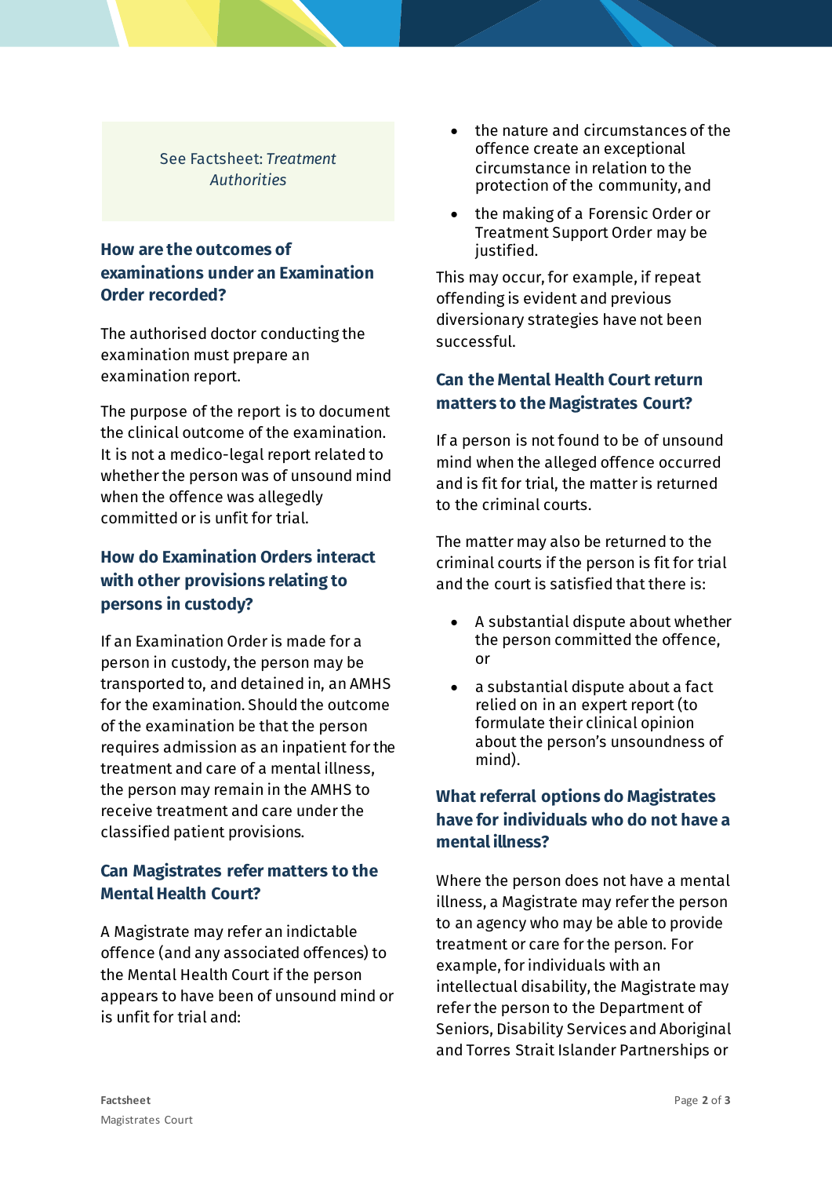See Factsheet: *Treatment Authorities*

## How are the outcomes of examinations under an Examination Order recorded?

The authorised doctor conducting the examination must prepare an examination report.

The purpose of the report is to document the clinical outcome of the examination. It is not a medico-legal report related to whether the person was of unsound mind when the offence was allegedly committed or is unfit for trial.

## How do Examination Orders interact with other provisions relating to persons in custody?

If an Examination Order is made for a person in custody, the person may be transported to, and detained in, an AMHS for the examination. Should the outcome of the examination be that the person requires admission as an inpatient for the treatment and care of a mental illness, the person may remain in the AMHS to receive treatment and care under the classified patient provisions.

## Can Magistrates refer matters to the Mental Health Court?

A Magistrate may refer an indictable offence (and any associated offences) to the Mental Health Court if the person appears to have been of unsound mind or is unfit for trial and:

- the nature and circumstances of the offence create an exceptional circumstance in relation to the protection of the community, and
- the making of a Forensic Order or Treatment Support Order may be justified.

This may occur, for example, if repeat offending is evident and previous diversionary strategies have not been successful.

## Can the Mental Health Court return matters to the Magistrates Court?

If a person is not found to be of unsound mind when the alleged offence occurred and is fit for trial, the matter is returned to the criminal courts.

The matter may also be returned to the criminal courts if the person is fit for trial and the court is satisfied that there is:

- A substantial dispute about whether the person committed the offence, or
- a substantial dispute about a fact relied on in an expert report (to formulate their clinical opinion about the person's unsoundness of mind).

## What referral options do Magistrates have for individuals who do not have a mental illness?

Where the person does not have a mental illness, a Magistrate may refer the person to an agency who may be able to provide treatment or care for the person. For example, for individuals with an intellectual disability, the Magistrate may refer the person to the Department of Seniors, Disability Services and Aboriginal and Torres Strait Islander Partnerships or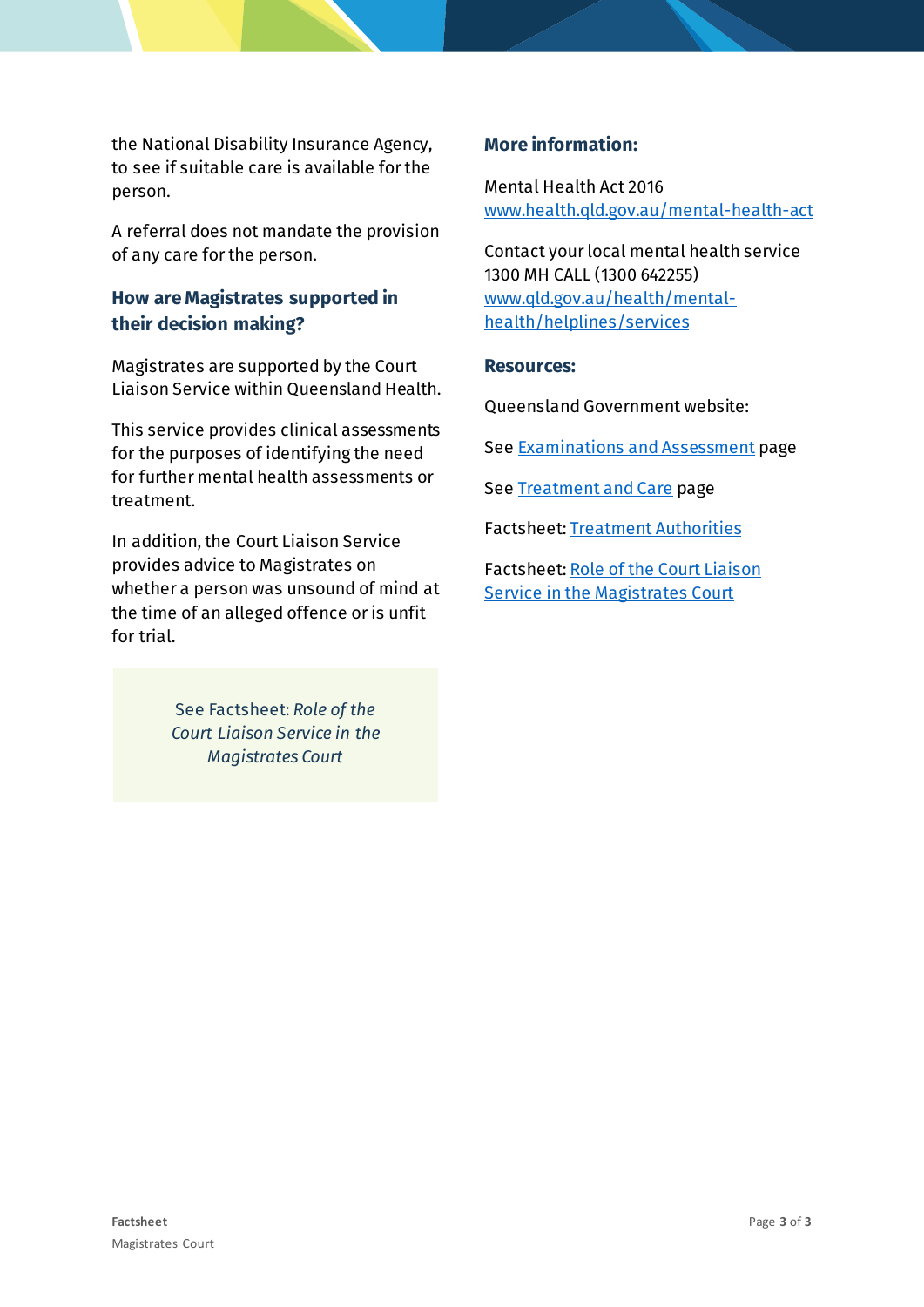the National Disability Insurance Agency, to see if suitable care is available for the person.

A referral does not mandate the provision of any care for the person.

### How are Magistrates supported in their decision making?

Magistrates are supported by the Court Liaison Service within Queensland Health.

This service provides clinical assessments for the purposes of identifying the need for further mental health assessments or treatment.

In addition, the Court Liaison Service provides advice to Magistrates on whether a person was unsound of mind at the time of an alleged offence or is unfit for trial.

> See Factsheet: *Role of the Court Liaison Service in the Magistrates Court*

### More information:

Mental Health Act 2016
www.health.qld.gov.au/mental-health-act

Contact your local mental health service
1300 MH CALL (1300 642255)
www.qld.gov.au/health/mental-health/helplines/services

### Resources:

Queensland Government website:

See Examinations and Assessment page

See Treatment and Care page

Factsheet: Treatment Authorities

Factsheet: Role of the Court Liaison Service in the Magistrates Court